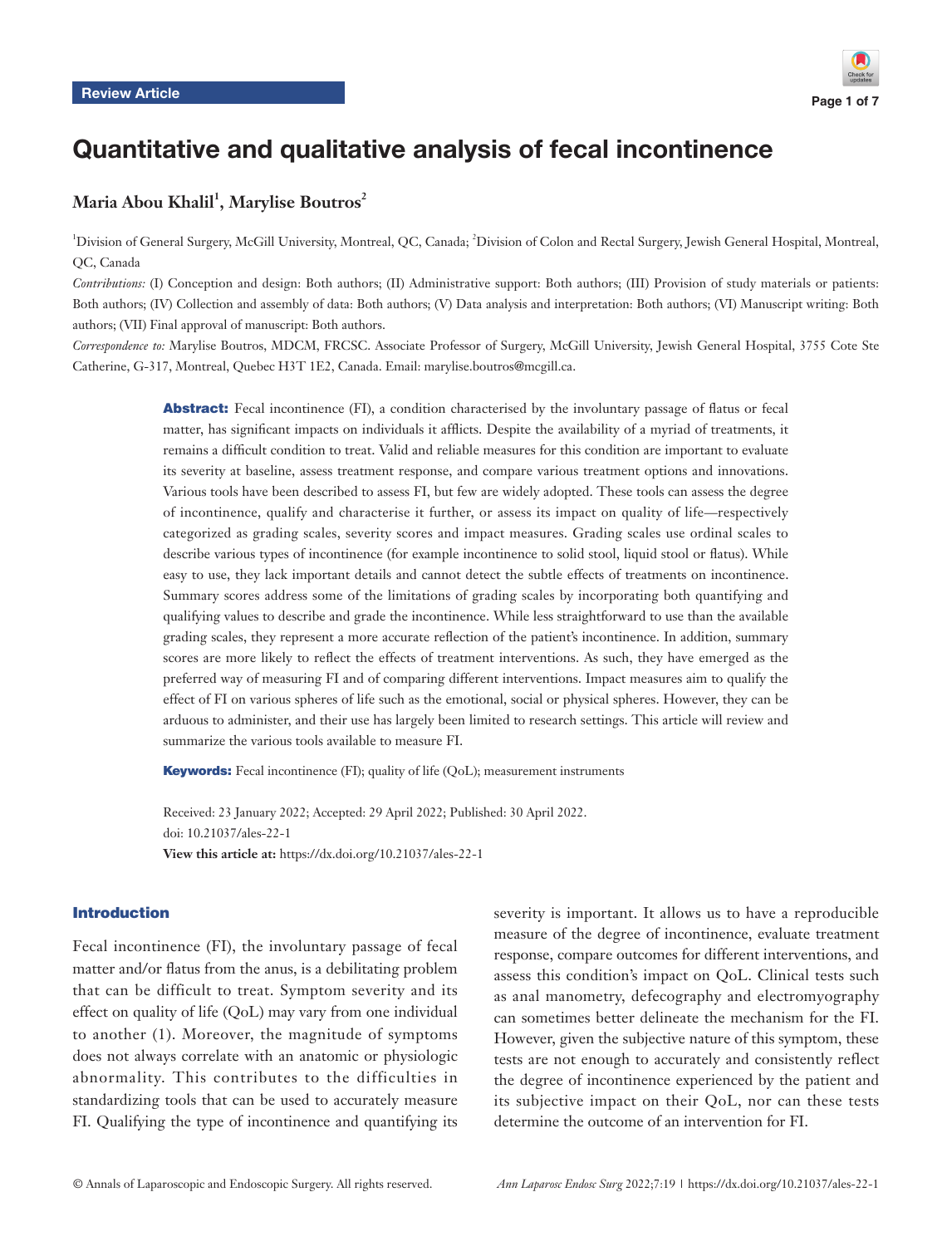Review Article

# Quantitative and qualitative analysis of fecal incontinence

**Maria Abou Khalil[1], Marylise Boutros[2]**

[1]Division of General Surgery, McGill University, Montreal, QC, Canada; [2]Division of Colon and Rectal Surgery, Jewish General Hospital, Montreal, QC, Canada

*Contributions:* (I) Conception and design: Both authors; (II) Administrative support: Both authors; (III) Provision of study materials or patients: Both authors; (IV) Collection and assembly of data: Both authors; (V) Data analysis and interpretation: Both authors; (VI) Manuscript writing: Both authors; (VII) Final approval of manuscript: Both authors.

*Correspondence to:* Marylise Boutros, MDCM, FRCSC. Associate Professor of Surgery, McGill University, Jewish General Hospital, 3755 Cote Ste Catherine, G-317, Montreal, Quebec H3T 1E2, Canada. Email: marylise.boutros@mcgill.ca.

**Abstract:** Fecal incontinence (FI), a condition characterised by the involuntary passage of flatus or fecal matter, has significant impacts on individuals it afflicts. Despite the availability of a myriad of treatments, it remains a difficult condition to treat. Valid and reliable measures for this condition are important to evaluate its severity at baseline, assess treatment response, and compare various treatment options and innovations. Various tools have been described to assess FI, but few are widely adopted. These tools can assess the degree of incontinence, qualify and characterise it further, or assess its impact on quality of life—respectively categorized as grading scales, severity scores and impact measures. Grading scales use ordinal scales to describe various types of incontinence (for example incontinence to solid stool, liquid stool or flatus). While easy to use, they lack important details and cannot detect the subtle effects of treatments on incontinence. Summary scores address some of the limitations of grading scales by incorporating both quantifying and qualifying values to describe and grade the incontinence. While less straightforward to use than the available grading scales, they represent a more accurate reflection of the patient's incontinence. In addition, summary scores are more likely to reflect the effects of treatment interventions. As such, they have emerged as the preferred way of measuring FI and of comparing different interventions. Impact measures aim to qualify the effect of FI on various spheres of life such as the emotional, social or physical spheres. However, they can be arduous to administer, and their use has largely been limited to research settings. This article will review and summarize the various tools available to measure FI.

**Keywords:** Fecal incontinence (FI); quality of life (QoL); measurement instruments

Received: 23 January 2022; Accepted: 29 April 2022; Published: 30 April 2022.
doi: 10.21037/ales-22-1
**View this article at:** https://dx.doi.org/10.21037/ales-22-1

## Introduction

Fecal incontinence (FI), the involuntary passage of fecal matter and/or flatus from the anus, is a debilitating problem that can be difficult to treat. Symptom severity and its effect on quality of life (QoL) may vary from one individual to another (1). Moreover, the magnitude of symptoms does not always correlate with an anatomic or physiologic abnormality. This contributes to the difficulties in standardizing tools that can be used to accurately measure FI. Qualifying the type of incontinence and quantifying its severity is important. It allows us to have a reproducible measure of the degree of incontinence, evaluate treatment response, compare outcomes for different interventions, and assess this condition's impact on QoL. Clinical tests such as anal manometry, defecography and electromyography can sometimes better delineate the mechanism for the FI. However, given the subjective nature of this symptom, these tests are not enough to accurately and consistently reflect the degree of incontinence experienced by the patient and its subjective impact on their QoL, nor can these tests determine the outcome of an intervention for FI.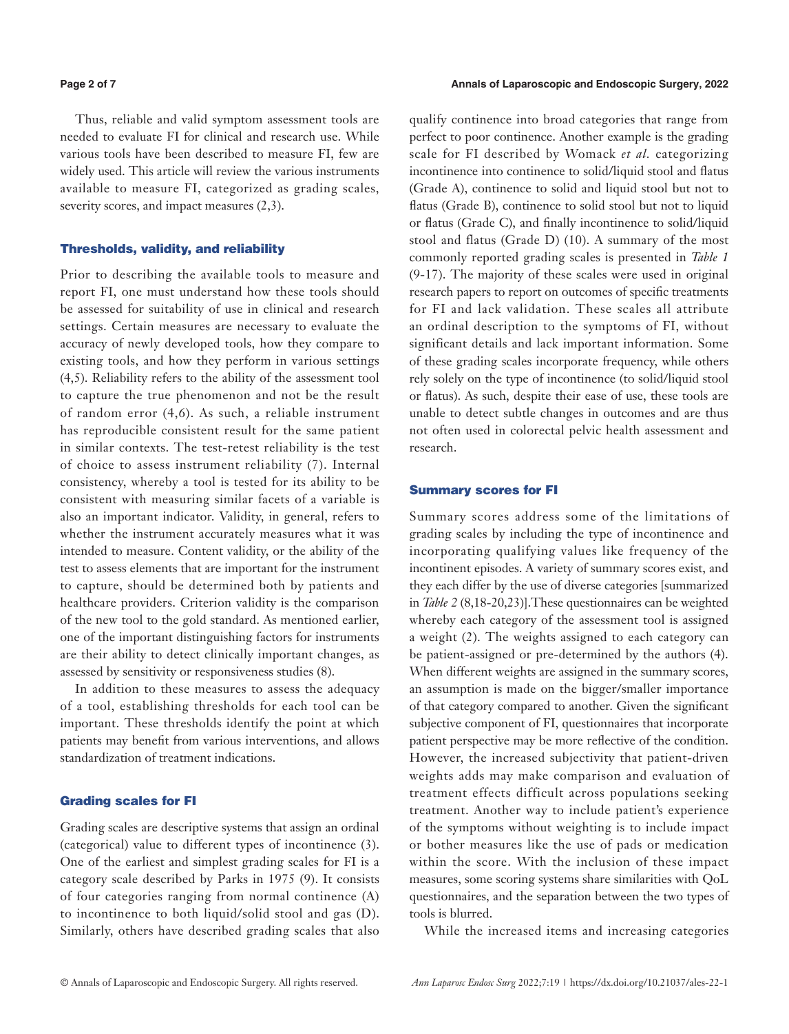Thus, reliable and valid symptom assessment tools are needed to evaluate FI for clinical and research use. While various tools have been described to measure FI, few are widely used. This article will review the various instruments available to measure FI, categorized as grading scales, severity scores, and impact measures (2,3).

## Thresholds, validity, and reliability

Prior to describing the available tools to measure and report FI, one must understand how these tools should be assessed for suitability of use in clinical and research settings. Certain measures are necessary to evaluate the accuracy of newly developed tools, how they compare to existing tools, and how they perform in various settings (4,5). Reliability refers to the ability of the assessment tool to capture the true phenomenon and not be the result of random error (4,6). As such, a reliable instrument has reproducible consistent result for the same patient in similar contexts. The test-retest reliability is the test of choice to assess instrument reliability (7). Internal consistency, whereby a tool is tested for its ability to be consistent with measuring similar facets of a variable is also an important indicator. Validity, in general, refers to whether the instrument accurately measures what it was intended to measure. Content validity, or the ability of the test to assess elements that are important for the instrument to capture, should be determined both by patients and healthcare providers. Criterion validity is the comparison of the new tool to the gold standard. As mentioned earlier, one of the important distinguishing factors for instruments are their ability to detect clinically important changes, as assessed by sensitivity or responsiveness studies (8).

In addition to these measures to assess the adequacy of a tool, establishing thresholds for each tool can be important. These thresholds identify the point at which patients may benefit from various interventions, and allows standardization of treatment indications.

## Grading scales for FI

Grading scales are descriptive systems that assign an ordinal (categorical) value to different types of incontinence (3). One of the earliest and simplest grading scales for FI is a category scale described by Parks in 1975 (9). It consists of four categories ranging from normal continence (A) to incontinence to both liquid/solid stool and gas (D). Similarly, others have described grading scales that also qualify continence into broad categories that range from perfect to poor continence. Another example is the grading scale for FI described by Womack *et al.* categorizing incontinence into continence to solid/liquid stool and flatus (Grade A), continence to solid and liquid stool but not to flatus (Grade B), continence to solid stool but not to liquid or flatus (Grade C), and finally incontinence to solid/liquid stool and flatus (Grade D) (10). A summary of the most commonly reported grading scales is presented in *Table 1* (9-17). The majority of these scales were used in original research papers to report on outcomes of specific treatments for FI and lack validation. These scales all attribute an ordinal description to the symptoms of FI, without significant details and lack important information. Some of these grading scales incorporate frequency, while others rely solely on the type of incontinence (to solid/liquid stool or flatus). As such, despite their ease of use, these tools are unable to detect subtle changes in outcomes and are thus not often used in colorectal pelvic health assessment and research.

## Summary scores for FI

Summary scores address some of the limitations of grading scales by including the type of incontinence and incorporating qualifying values like frequency of the incontinent episodes. A variety of summary scores exist, and they each differ by the use of diverse categories [summarized in *Table 2* (8,18-20,23)].These questionnaires can be weighted whereby each category of the assessment tool is assigned a weight (2). The weights assigned to each category can be patient-assigned or pre-determined by the authors (4). When different weights are assigned in the summary scores, an assumption is made on the bigger/smaller importance of that category compared to another. Given the significant subjective component of FI, questionnaires that incorporate patient perspective may be more reflective of the condition. However, the increased subjectivity that patient-driven weights adds may make comparison and evaluation of treatment effects difficult across populations seeking treatment. Another way to include patient's experience of the symptoms without weighting is to include impact or bother measures like the use of pads or medication within the score. With the inclusion of these impact measures, some scoring systems share similarities with QoL questionnaires, and the separation between the two types of tools is blurred.

While the increased items and increasing categories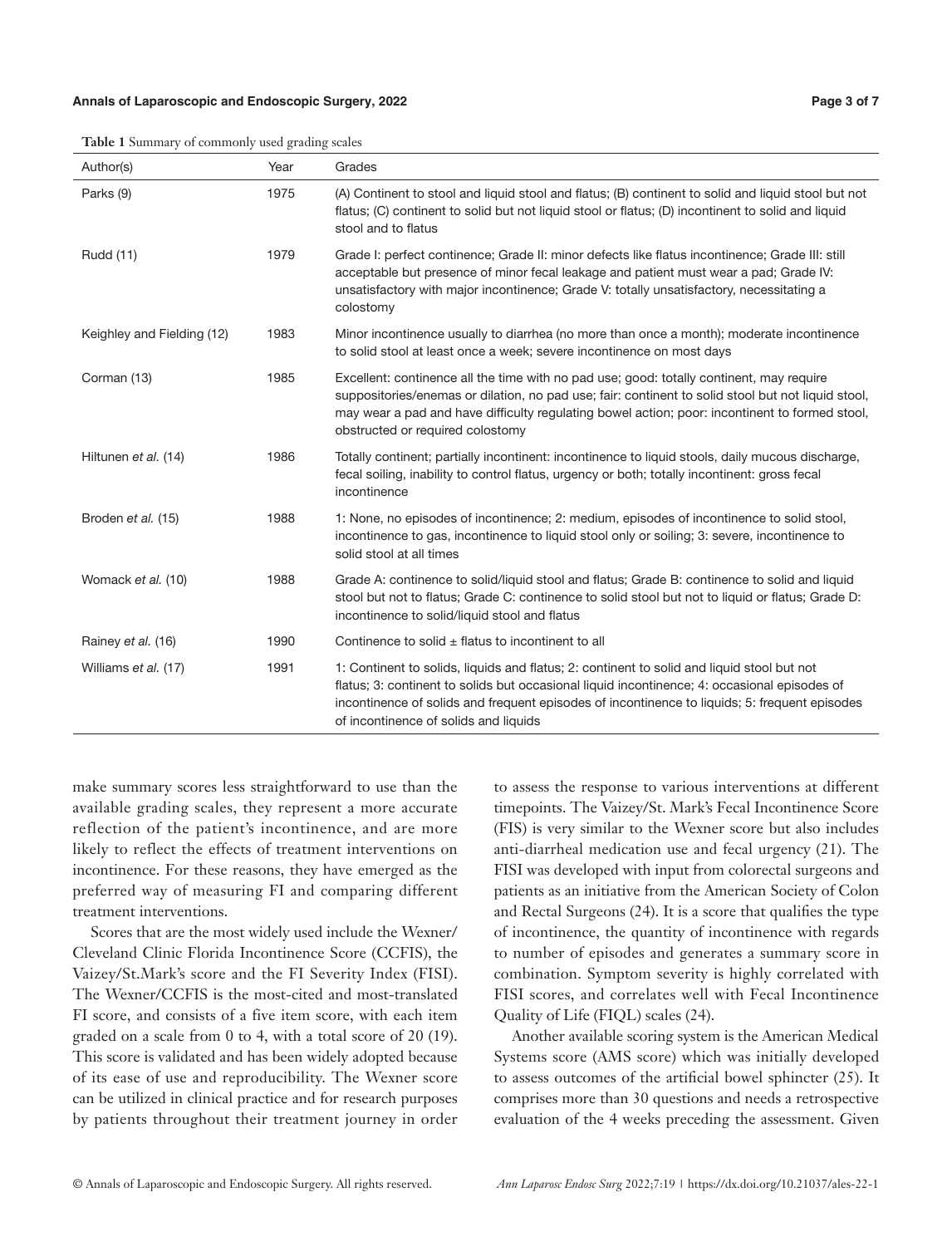**Table 1** Summary of commonly used grading scales

| Author(s) | Year | Grades |
|---|---|---|
| Parks (9) | 1975 | (A) Continent to stool and liquid stool and flatus; (B) continent to solid and liquid stool but not flatus; (C) continent to solid but not liquid stool or flatus; (D) incontinent to solid and liquid stool and to flatus |
| Rudd (11) | 1979 | Grade I: perfect continence; Grade II: minor defects like flatus incontinence; Grade III: still acceptable but presence of minor fecal leakage and patient must wear a pad; Grade IV: unsatisfactory with major incontinence; Grade V: totally unsatisfactory, necessitating a colostomy |
| Keighley and Fielding (12) | 1983 | Minor incontinence usually to diarrhea (no more than once a month); moderate incontinence to solid stool at least once a week; severe incontinence on most days |
| Corman (13) | 1985 | Excellent: continence all the time with no pad use; good: totally continent, may require suppositories/enemas or dilation, no pad use; fair: continent to solid stool but not liquid stool, may wear a pad and have difficulty regulating bowel action; poor: incontinent to formed stool, obstructed or required colostomy |
| Hiltunen *et al.* (14) | 1986 | Totally continent; partially incontinent: incontinence to liquid stools, daily mucous discharge, fecal soiling, inability to control flatus, urgency or both; totally incontinent: gross fecal incontinence |
| Broden *et al.* (15) | 1988 | 1: None, no episodes of incontinence; 2: medium, episodes of incontinence to solid stool, incontinence to gas, incontinence to liquid stool only or soiling; 3: severe, incontinence to solid stool at all times |
| Womack *et al.* (10) | 1988 | Grade A: continence to solid/liquid stool and flatus; Grade B: continence to solid and liquid stool but not to flatus; Grade C: continence to solid stool but not to liquid or flatus; Grade D: incontinence to solid/liquid stool and flatus |
| Rainey *et al.* (16) | 1990 | Continence to solid ± flatus to incontinent to all |
| Williams *et al.* (17) | 1991 | 1: Continent to solids, liquids and flatus; 2: continent to solid and liquid stool but not flatus; 3: continent to solids but occasional liquid incontinence; 4: occasional episodes of incontinence of solids and frequent episodes of incontinence to liquids; 5: frequent episodes of incontinence of solids and liquids |

make summary scores less straightforward to use than the available grading scales, they represent a more accurate reflection of the patient's incontinence, and are more likely to reflect the effects of treatment interventions on incontinence. For these reasons, they have emerged as the preferred way of measuring FI and comparing different treatment interventions.

Scores that are the most widely used include the Wexner/Cleveland Clinic Florida Incontinence Score (CCFIS), the Vaizey/St.Mark's score and the FI Severity Index (FISI). The Wexner/CCFIS is the most-cited and most-translated FI score, and consists of a five item score, with each item graded on a scale from 0 to 4, with a total score of 20 (19). This score is validated and has been widely adopted because of its ease of use and reproducibility. The Wexner score can be utilized in clinical practice and for research purposes by patients throughout their treatment journey in order to assess the response to various interventions at different timepoints. The Vaizey/St. Mark's Fecal Incontinence Score (FIS) is very similar to the Wexner score but also includes anti-diarrheal medication use and fecal urgency (21). The FISI was developed with input from colorectal surgeons and patients as an initiative from the American Society of Colon and Rectal Surgeons (24). It is a score that qualifies the type of incontinence, the quantity of incontinence with regards to number of episodes and generates a summary score in combination. Symptom severity is highly correlated with FISI scores, and correlates well with Fecal Incontinence Quality of Life (FIQL) scales (24).

Another available scoring system is the American Medical Systems score (AMS score) which was initially developed to assess outcomes of the artificial bowel sphincter (25). It comprises more than 30 questions and needs a retrospective evaluation of the 4 weeks preceding the assessment. Given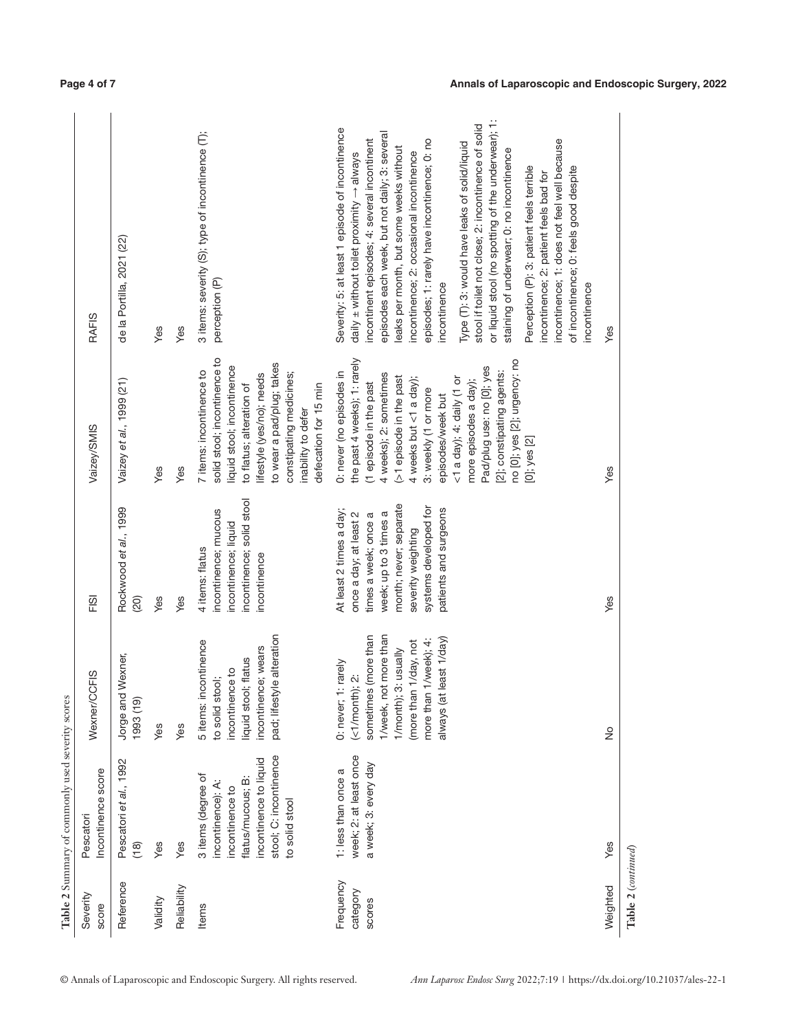**Table 2** Summary of commonly used severity scores

| Severity score | Pescatori Incontinence score | Wexner/CCFIS | FISI | Vaizey/SMIS | RAFIS |
|---|---|---|---|---|---|
| Reference | Pescatori *et al.*, 1992 (18) | Jorge and Wexner, 1993 (19) | Rockwood *et al.*, 1999 (20) | Vaizey *et al.*, 1999 (21) | de la Portilla, 2021 (22) |
| Validity | Yes | Yes | Yes | Yes | Yes |
| Reliability | Yes | Yes | Yes | Yes | Yes |
| Items | 3 items (degree of incontinence): A: incontinence to flatus/mucous; B: incontinence to liquid stool; C: incontinence to solid stool | 5 items: incontinence to solid stool; incontinence to liquid stool; flatus incontinence; wears pad; lifestyle alteration | 4 items: flatus incontinence; mucous incontinence; liquid incontinence; solid stool incontinence | 7 items: incontinence to solid stool; incontinence to liquid stool; incontinence to flatus; alteration of lifestyle (yes/no); needs to wear a pad/plug; takes constipating medicines; inability to defer defecation for 15 min | 3 items: severity (S); type of incontinence (T); perception (P) |
| Frequency category scores | 1: less than once a week; 2: at least once a week; 3: every day | 0: never; 1: rarely (<1/month); 2: sometimes (more than 1/week, not more than 1/month); 3: usually (more than 1/day, not more than 1/week); 4: always (at least 1/day) | At least 2 times a day; once a day; at least 2 times a week; once a week; up to 3 times a month; never; separate severity weighting systems developed for patients and surgeons | 0: never (no episodes in the past 4 weeks); 1: rarely (1 episode in the past 4 weeks); 2: sometimes (>1 episode in the past 4 weeks but <1 a day); 3: weekly (1 or more episodes/week but <1 a day); 4: daily (1 or more episodes a day); Pad/plug use: no [0]; yes [2]; constipating agents: no [0]; yes [2]; urgency: no [0]; yes [2] | Severity: 5: at least 1 episode of incontinence daily ± without toilet proximity → always incontinent episodes; 4: several incontinent episodes each week, but not daily; 3: several leaks per month, but some weeks without incontinence; 2: occasional incontinence episodes; 1: rarely have incontinence; 0: no incontinence<br><br>Type (T): 3: would have leaks of solid/liquid stool if toilet not close; 2: incontinence of solid or liquid stool (no spotting of the underwear); 1: staining of underwear; 0: no incontinence<br><br>Perception (P): 3: patient feels terrible incontinence; 2: patient feels bad for incontinence; 1: does not feel well because of incontinence; 0: feels good despite incontinence |
| Weighted | Yes | No | Yes | Yes | Yes |

**Table 2** *(continued)*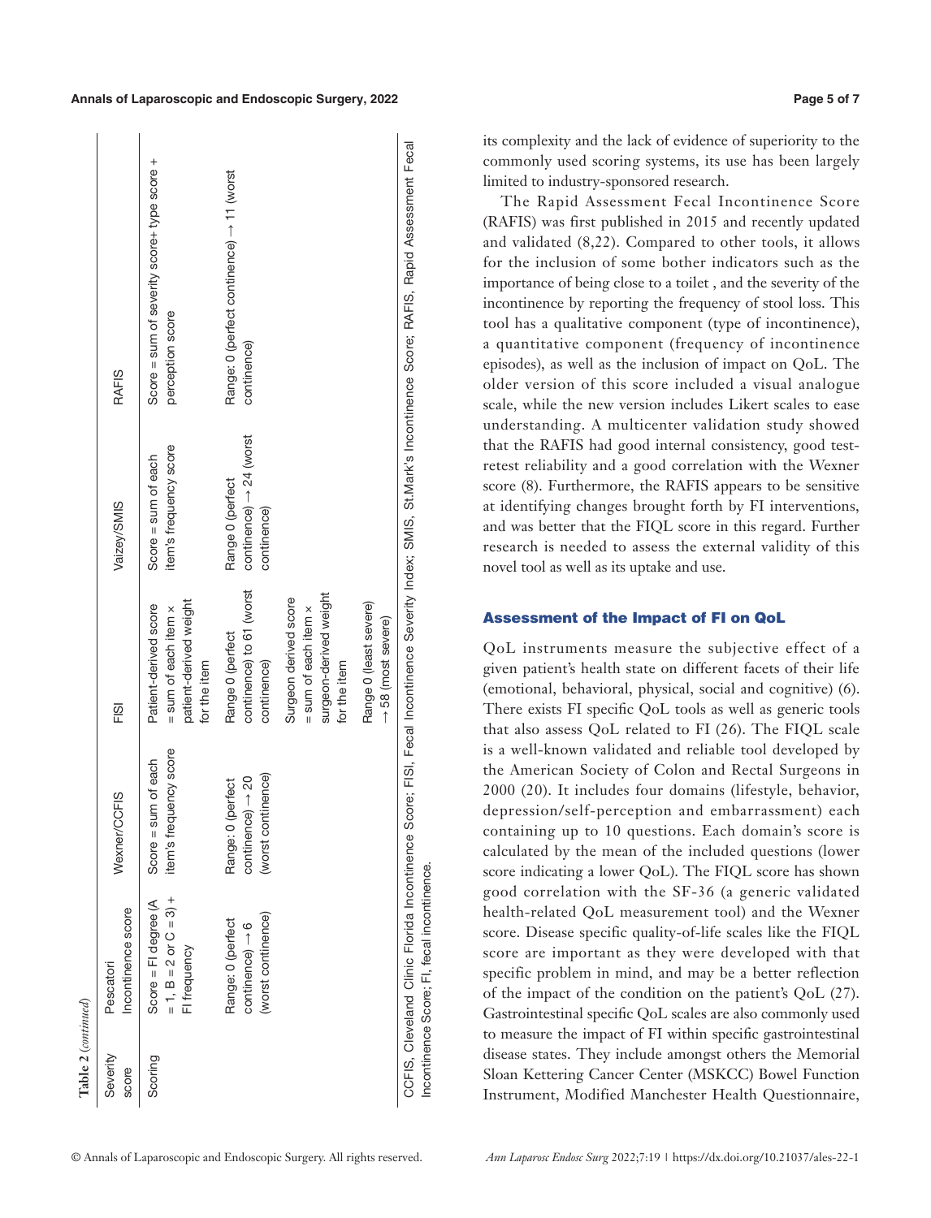**Table 2** (*continued*)

| Severity score | Pescatori Incontinence score | Wexner/CCFIS | FISI | Vaizey/SMIS | RAFIS |
|---|---|---|---|---|---|
| Scoring | Score = FI degree (A = 1, B = 2 or C = 3) + FI frequency | Score = sum of each item's frequency score | Patient-derived score = sum of each item × patient-derived weight for the item | Score = sum of each item's frequency score | Score = sum of severity score+ type score + perception score |
| | Range: 0 (perfect continence) → 6 (worst continence) | Range: 0 (perfect continence) → 20 (worst continence) | Range 0 (perfect continence) to 61 (worst continence) | Range 0 (perfect continence) → 24 (worst continence) | Range: 0 (perfect continence) → 11 (worst continence) |
| | | | Surgeon derived score = sum of each item × surgeon-derived weight for the item | | |
| | | | Range 0 (least severe) → 58 (most severe) | | |

CCFIS, Cleveland Clinic Florida Incontinence Score; FISI, Fecal Incontinence Severity Index; SMIS, St.Mark's Incontinence Score; RAFIS, Rapid Assessment Fecal Incontinence Score; FI, fecal incontinence.

its complexity and the lack of evidence of superiority to the commonly used scoring systems, its use has been largely limited to industry-sponsored research.

The Rapid Assessment Fecal Incontinence Score (RAFIS) was first published in 2015 and recently updated and validated (8,22). Compared to other tools, it allows for the inclusion of some bother indicators such as the importance of being close to a toilet , and the severity of the incontinence by reporting the frequency of stool loss. This tool has a qualitative component (type of incontinence), a quantitative component (frequency of incontinence episodes), as well as the inclusion of impact on QoL. The older version of this score included a visual analogue scale, while the new version includes Likert scales to ease understanding. A multicenter validation study showed that the RAFIS had good internal consistency, good test-retest reliability and a good correlation with the Wexner score (8). Furthermore, the RAFIS appears to be sensitive at identifying changes brought forth by FI interventions, and was better that the FIQL score in this regard. Further research is needed to assess the external validity of this novel tool as well as its uptake and use.

## Assessment of the Impact of FI on QoL

QoL instruments measure the subjective effect of a given patient's health state on different facets of their life (emotional, behavioral, physical, social and cognitive) (6). There exists FI specific QoL tools as well as generic tools that also assess QoL related to FI (26). The FIQL scale is a well-known validated and reliable tool developed by the American Society of Colon and Rectal Surgeons in 2000 (20). It includes four domains (lifestyle, behavior, depression/self-perception and embarrassment) each containing up to 10 questions. Each domain's score is calculated by the mean of the included questions (lower score indicating a lower QoL). The FIQL score has shown good correlation with the SF-36 (a generic validated health-related QoL measurement tool) and the Wexner score. Disease specific quality-of-life scales like the FIQL score are important as they were developed with that specific problem in mind, and may be a better reflection of the impact of the condition on the patient's QoL (27). Gastrointestinal specific QoL scales are also commonly used to measure the impact of FI within specific gastrointestinal disease states. They include amongst others the Memorial Sloan Kettering Cancer Center (MSKCC) Bowel Function Instrument, Modified Manchester Health Questionnaire,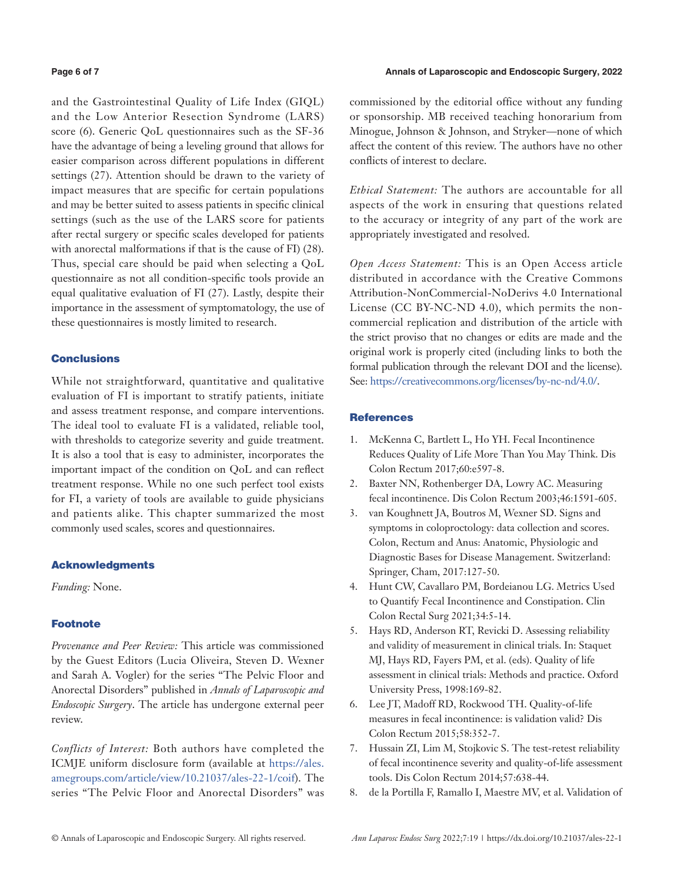and the Gastrointestinal Quality of Life Index (GIQL) and the Low Anterior Resection Syndrome (LARS) score (6). Generic QoL questionnaires such as the SF-36 have the advantage of being a leveling ground that allows for easier comparison across different populations in different settings (27). Attention should be drawn to the variety of impact measures that are specific for certain populations and may be better suited to assess patients in specific clinical settings (such as the use of the LARS score for patients after rectal surgery or specific scales developed for patients with anorectal malformations if that is the cause of FI) (28). Thus, special care should be paid when selecting a QoL questionnaire as not all condition-specific tools provide an equal qualitative evaluation of FI (27). Lastly, despite their importance in the assessment of symptomatology, the use of these questionnaires is mostly limited to research.

## Conclusions

While not straightforward, quantitative and qualitative evaluation of FI is important to stratify patients, initiate and assess treatment response, and compare interventions. The ideal tool to evaluate FI is a validated, reliable tool, with thresholds to categorize severity and guide treatment. It is also a tool that is easy to administer, incorporates the important impact of the condition on QoL and can reflect treatment response. While no one such perfect tool exists for FI, a variety of tools are available to guide physicians and patients alike. This chapter summarized the most commonly used scales, scores and questionnaires.

## Acknowledgments

*Funding:* None.

## Footnote

*Provenance and Peer Review:* This article was commissioned by the Guest Editors (Lucia Oliveira, Steven D. Wexner and Sarah A. Vogler) for the series "The Pelvic Floor and Anorectal Disorders" published in *Annals of Laparoscopic and Endoscopic Surgery*. The article has undergone external peer review.

*Conflicts of Interest:* Both authors have completed the ICMJE uniform disclosure form (available at https://ales.amegroups.com/article/view/10.21037/ales-22-1/coif). The series "The Pelvic Floor and Anorectal Disorders" was commissioned by the editorial office without any funding or sponsorship. MB received teaching honorarium from Minogue, Johnson & Johnson, and Stryker—none of which affect the content of this review. The authors have no other conflicts of interest to declare.

*Ethical Statement:* The authors are accountable for all aspects of the work in ensuring that questions related to the accuracy or integrity of any part of the work are appropriately investigated and resolved.

*Open Access Statement:* This is an Open Access article distributed in accordance with the Creative Commons Attribution-NonCommercial-NoDerivs 4.0 International License (CC BY-NC-ND 4.0), which permits the non-commercial replication and distribution of the article with the strict proviso that no changes or edits are made and the original work is properly cited (including links to both the formal publication through the relevant DOI and the license). See: https://creativecommons.org/licenses/by-nc-nd/4.0/.

## References

1. McKenna C, Bartlett L, Ho YH. Fecal Incontinence Reduces Quality of Life More Than You May Think. Dis Colon Rectum 2017;60:e597-8.
2. Baxter NN, Rothenberger DA, Lowry AC. Measuring fecal incontinence. Dis Colon Rectum 2003;46:1591-605.
3. van Koughnett JA, Boutros M, Wexner SD. Signs and symptoms in coloproctology: data collection and scores. Colon, Rectum and Anus: Anatomic, Physiologic and Diagnostic Bases for Disease Management. Switzerland: Springer, Cham, 2017:127-50.
4. Hunt CW, Cavallaro PM, Bordeianou LG. Metrics Used to Quantify Fecal Incontinence and Constipation. Clin Colon Rectal Surg 2021;34:5-14.
5. Hays RD, Anderson RT, Revicki D. Assessing reliability and validity of measurement in clinical trials. In: Staquet MJ, Hays RD, Fayers PM, et al. (eds). Quality of life assessment in clinical trials: Methods and practice. Oxford University Press, 1998:169-82.
6. Lee JT, Madoff RD, Rockwood TH. Quality-of-life measures in fecal incontinence: is validation valid? Dis Colon Rectum 2015;58:352-7.
7. Hussain ZI, Lim M, Stojkovic S. The test-retest reliability of fecal incontinence severity and quality-of-life assessment tools. Dis Colon Rectum 2014;57:638-44.
8. de la Portilla F, Ramallo I, Maestre MV, et al. Validation of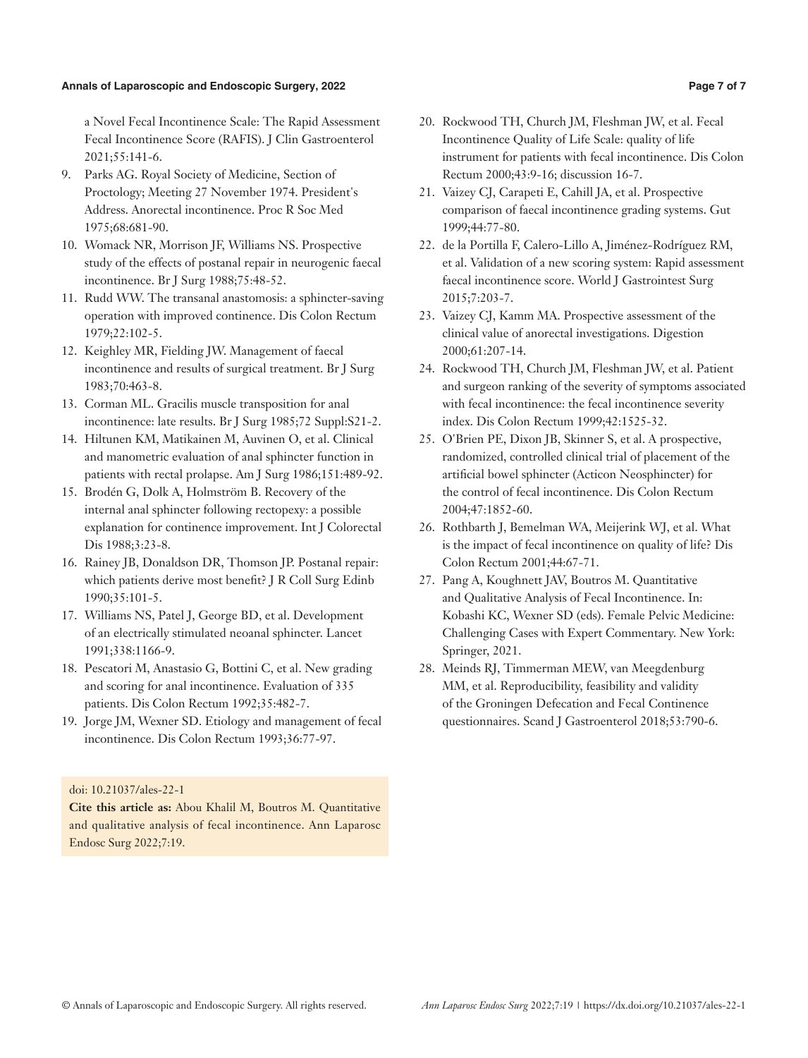a Novel Fecal Incontinence Scale: The Rapid Assessment Fecal Incontinence Score (RAFIS). J Clin Gastroenterol 2021;55:141-6.

9. Parks AG. Royal Society of Medicine, Section of Proctology; Meeting 27 November 1974. President's Address. Anorectal incontinence. Proc R Soc Med 1975;68:681-90.
10. Womack NR, Morrison JF, Williams NS. Prospective study of the effects of postanal repair in neurogenic faecal incontinence. Br J Surg 1988;75:48-52.
11. Rudd WW. The transanal anastomosis: a sphincter-saving operation with improved continence. Dis Colon Rectum 1979;22:102-5.
12. Keighley MR, Fielding JW. Management of faecal incontinence and results of surgical treatment. Br J Surg 1983;70:463-8.
13. Corman ML. Gracilis muscle transposition for anal incontinence: late results. Br J Surg 1985;72 Suppl:S21-2.
14. Hiltunen KM, Matikainen M, Auvinen O, et al. Clinical and manometric evaluation of anal sphincter function in patients with rectal prolapse. Am J Surg 1986;151:489-92.
15. Brodén G, Dolk A, Holmström B. Recovery of the internal anal sphincter following rectopexy: a possible explanation for continence improvement. Int J Colorectal Dis 1988;3:23-8.
16. Rainey JB, Donaldson DR, Thomson JP. Postanal repair: which patients derive most benefit? J R Coll Surg Edinb 1990;35:101-5.
17. Williams NS, Patel J, George BD, et al. Development of an electrically stimulated neoanal sphincter. Lancet 1991;338:1166-9.
18. Pescatori M, Anastasio G, Bottini C, et al. New grading and scoring for anal incontinence. Evaluation of 335 patients. Dis Colon Rectum 1992;35:482-7.
19. Jorge JM, Wexner SD. Etiology and management of fecal incontinence. Dis Colon Rectum 1993;36:77-97.
20. Rockwood TH, Church JM, Fleshman JW, et al. Fecal Incontinence Quality of Life Scale: quality of life instrument for patients with fecal incontinence. Dis Colon Rectum 2000;43:9-16; discussion 16-7.
21. Vaizey CJ, Carapeti E, Cahill JA, et al. Prospective comparison of faecal incontinence grading systems. Gut 1999;44:77-80.
22. de la Portilla F, Calero-Lillo A, Jiménez-Rodríguez RM, et al. Validation of a new scoring system: Rapid assessment faecal incontinence score. World J Gastrointest Surg 2015;7:203-7.
23. Vaizey CJ, Kamm MA. Prospective assessment of the clinical value of anorectal investigations. Digestion 2000;61:207-14.
24. Rockwood TH, Church JM, Fleshman JW, et al. Patient and surgeon ranking of the severity of symptoms associated with fecal incontinence: the fecal incontinence severity index. Dis Colon Rectum 1999;42:1525-32.
25. O'Brien PE, Dixon JB, Skinner S, et al. A prospective, randomized, controlled clinical trial of placement of the artificial bowel sphincter (Acticon Neosphincter) for the control of fecal incontinence. Dis Colon Rectum 2004;47:1852-60.
26. Rothbarth J, Bemelman WA, Meijerink WJ, et al. What is the impact of fecal incontinence on quality of life? Dis Colon Rectum 2001;44:67-71.
27. Pang A, Koughnett JAV, Boutros M. Quantitative and Qualitative Analysis of Fecal Incontinence. In: Kobashi KC, Wexner SD (eds). Female Pelvic Medicine: Challenging Cases with Expert Commentary. New York: Springer, 2021.
28. Meinds RJ, Timmerman MEW, van Meegdenburg MM, et al. Reproducibility, feasibility and validity of the Groningen Defecation and Fecal Continence questionnaires. Scand J Gastroenterol 2018;53:790-6.

doi: 10.21037/ales-22-1

**Cite this article as:** Abou Khalil M, Boutros M. Quantitative and qualitative analysis of fecal incontinence. Ann Laparosc Endosc Surg 2022;7:19.